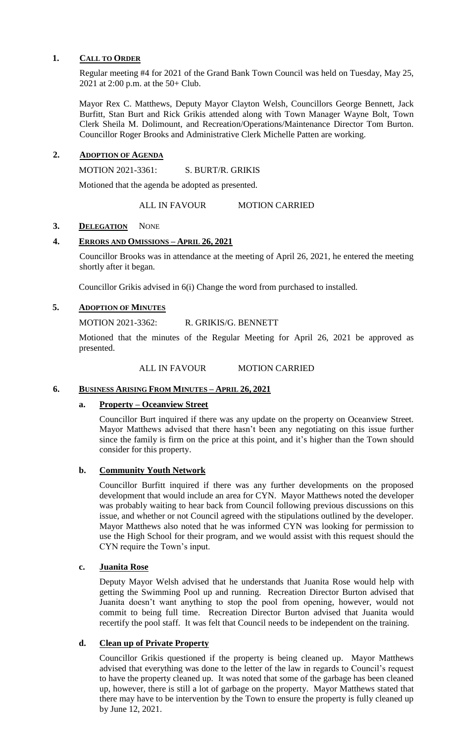## 1. CALL TO ORDER

Regular meeting #4 for 2021 of the Grand Bank Town Council was held on Tuesday, May 25, 2021 at 2:00 p.m. at the 50+ Club.

Mayor Rex C. Matthews, Deputy Mayor Clayton Welsh, Councillors George Bennett, Jack Burfitt, Stan Burt and Rick Grikis attended along with Town Manager Wayne Bolt, Town Clerk Sheila M. Dolimount, and Recreation/Operations/Maintenance Director Tom Burton. Councillor Roger Brooks and Administrative Clerk Michelle Patten are working.

## 2. ADOPTION OF AGENDA

MOTION 2021-3361: S. BURT/R. GRIKIS

Motioned that the agenda be adopted as presented.

ALL IN FAVOUR MOTION CARRIED

## 3. DELEGATION NONE

## 4. ERRORS AND OMISSIONS – APRIL 26, 2021

Councillor Brooks was in attendance at the meeting of April 26, 2021, he entered the meeting shortly after it began.

Councillor Grikis advised in 6(i) Change the word from purchased to installed.

## 5. ADOPTION OF MINUTES

MOTION 2021-3362: R. GRIKIS/G. BENNETT

Motioned that the minutes of the Regular Meeting for April 26, 2021 be approved as presented.

ALL IN FAVOUR MOTION CARRIED

## 6. BUSINESS ARISING FROM MINUTES – APRIL 26, 2021

### a. Property – Oceanview Street

Councillor Burt inquired if there was any update on the property on Oceanview Street. Mayor Matthews advised that there hasn't been any negotiating on this issue further since the family is firm on the price at this point, and it's higher than the Town should consider for this property.

### b. Community Youth Network

Councillor Burfitt inquired if there was any further developments on the proposed development that would include an area for CYN. Mayor Matthews noted the developer was probably waiting to hear back from Council following previous discussions on this issue, and whether or not Council agreed with the stipulations outlined by the developer. Mayor Matthews also noted that he was informed CYN was looking for permission to use the High School for their program, and we would assist with this request should the CYN require the Town's input.

### c. Juanita Rose

Deputy Mayor Welsh advised that he understands that Juanita Rose would help with getting the Swimming Pool up and running. Recreation Director Burton advised that Juanita doesn't want anything to stop the pool from opening, however, would not commit to being full time. Recreation Director Burton advised that Juanita would recertify the pool staff. It was felt that Council needs to be independent on the training.

### d. Clean up of Private Property

Councillor Grikis questioned if the property is being cleaned up. Mayor Matthews advised that everything was done to the letter of the law in regards to Council's request to have the property cleaned up. It was noted that some of the garbage has been cleaned up, however, there is still a lot of garbage on the property. Mayor Matthews stated that there may have to be intervention by the Town to ensure the property is fully cleaned up by June 12, 2021.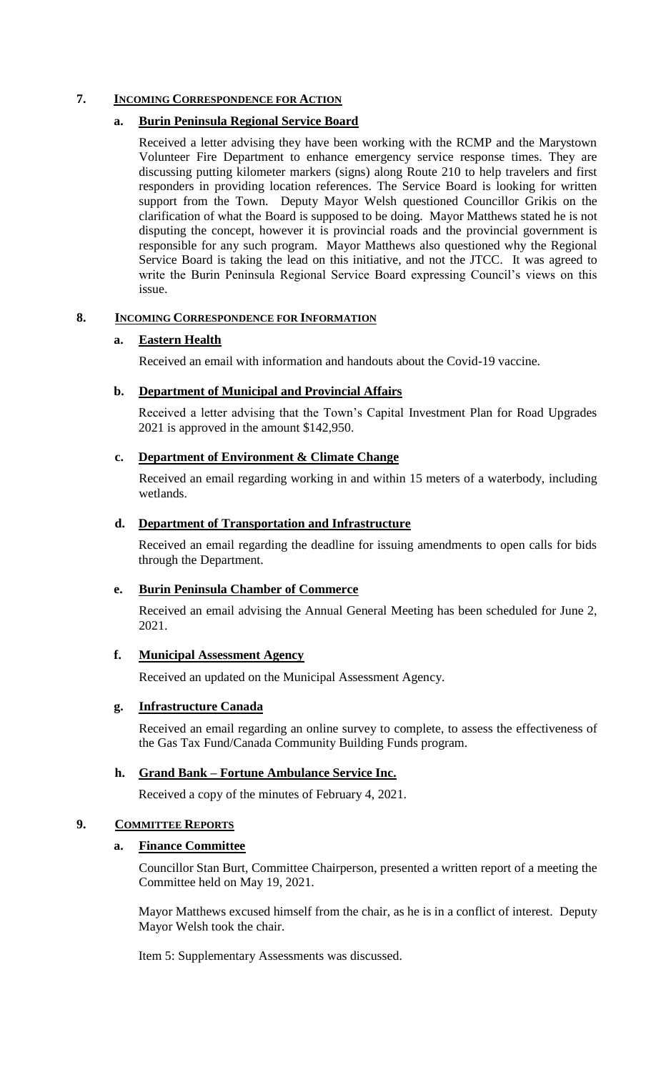## 7. INCOMING CORRESPONDENCE FOR ACTION

### a. Burin Peninsula Regional Service Board

Received a letter advising they have been working with the RCMP and the Marystown Volunteer Fire Department to enhance emergency service response times. They are discussing putting kilometer markers (signs) along Route 210 to help travelers and first responders in providing location references. The Service Board is looking for written support from the Town. Deputy Mayor Welsh questioned Councillor Grikis on the clarification of what the Board is supposed to be doing. Mayor Matthews stated he is not disputing the concept, however it is provincial roads and the provincial government is responsible for any such program. Mayor Matthews also questioned why the Regional Service Board is taking the lead on this initiative, and not the JTCC. It was agreed to write the Burin Peninsula Regional Service Board expressing Council's views on this issue.

## 8. INCOMING CORRESPONDENCE FOR INFORMATION

### a. Eastern Health

Received an email with information and handouts about the Covid-19 vaccine.

### b. Department of Municipal and Provincial Affairs

Received a letter advising that the Town's Capital Investment Plan for Road Upgrades 2021 is approved in the amount $142,950.

### c. Department of Environment & Climate Change

Received an email regarding working in and within 15 meters of a waterbody, including wetlands.

### d. Department of Transportation and Infrastructure

Received an email regarding the deadline for issuing amendments to open calls for bids through the Department.

### e. Burin Peninsula Chamber of Commerce

Received an email advising the Annual General Meeting has been scheduled for June 2, 2021.

### f. Municipal Assessment Agency

Received an updated on the Municipal Assessment Agency.

### g. Infrastructure Canada

Received an email regarding an online survey to complete, to assess the effectiveness of the Gas Tax Fund/Canada Community Building Funds program.

### h. Grand Bank – Fortune Ambulance Service Inc.

Received a copy of the minutes of February 4, 2021.

## 9. COMMITTEE REPORTS

### a. Finance Committee

Councillor Stan Burt, Committee Chairperson, presented a written report of a meeting the Committee held on May 19, 2021.

Mayor Matthews excused himself from the chair, as he is in a conflict of interest. Deputy Mayor Welsh took the chair.

Item 5: Supplementary Assessments was discussed.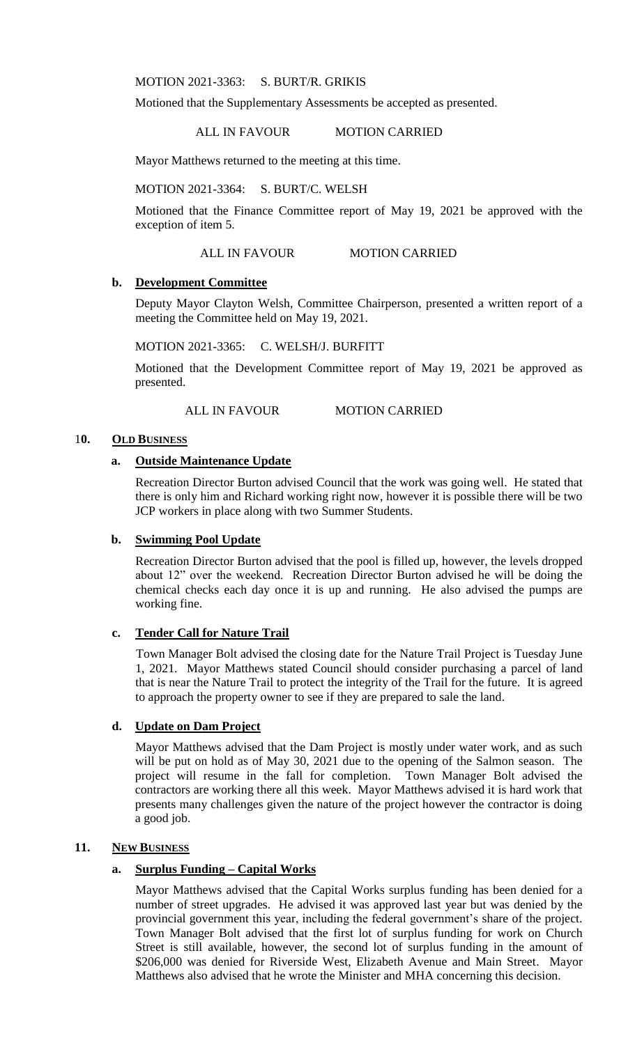MOTION 2021-3363: S. BURT/R. GRIKIS

Motioned that the Supplementary Assessments be accepted as presented.

ALL IN FAVOUR MOTION CARRIED

Mayor Matthews returned to the meeting at this time.

MOTION 2021-3364: S. BURT/C. WELSH

Motioned that the Finance Committee report of May 19, 2021 be approved with the exception of item 5.

ALL IN FAVOUR MOTION CARRIED

### b. Development Committee

Deputy Mayor Clayton Welsh, Committee Chairperson, presented a written report of a meeting the Committee held on May 19, 2021.

MOTION 2021-3365: C. WELSH/J. BURFITT

Motioned that the Development Committee report of May 19, 2021 be approved as presented.

ALL IN FAVOUR MOTION CARRIED

## 10. OLD BUSINESS

### a. Outside Maintenance Update

Recreation Director Burton advised Council that the work was going well. He stated that there is only him and Richard working right now, however it is possible there will be two JCP workers in place along with two Summer Students.

### b. Swimming Pool Update

Recreation Director Burton advised that the pool is filled up, however, the levels dropped about 12" over the weekend. Recreation Director Burton advised he will be doing the chemical checks each day once it is up and running. He also advised the pumps are working fine.

### c. Tender Call for Nature Trail

Town Manager Bolt advised the closing date for the Nature Trail Project is Tuesday June 1, 2021. Mayor Matthews stated Council should consider purchasing a parcel of land that is near the Nature Trail to protect the integrity of the Trail for the future. It is agreed to approach the property owner to see if they are prepared to sale the land.

### d. Update on Dam Project

Mayor Matthews advised that the Dam Project is mostly under water work, and as such will be put on hold as of May 30, 2021 due to the opening of the Salmon season. The project will resume in the fall for completion. Town Manager Bolt advised the contractors are working there all this week. Mayor Matthews advised it is hard work that presents many challenges given the nature of the project however the contractor is doing a good job.

## 11. NEW BUSINESS

### a. Surplus Funding – Capital Works

Mayor Matthews advised that the Capital Works surplus funding has been denied for a number of street upgrades. He advised it was approved last year but was denied by the provincial government this year, including the federal government's share of the project. Town Manager Bolt advised that the first lot of surplus funding for work on Church Street is still available, however, the second lot of surplus funding in the amount of $206,000 was denied for Riverside West, Elizabeth Avenue and Main Street. Mayor Matthews also advised that he wrote the Minister and MHA concerning this decision.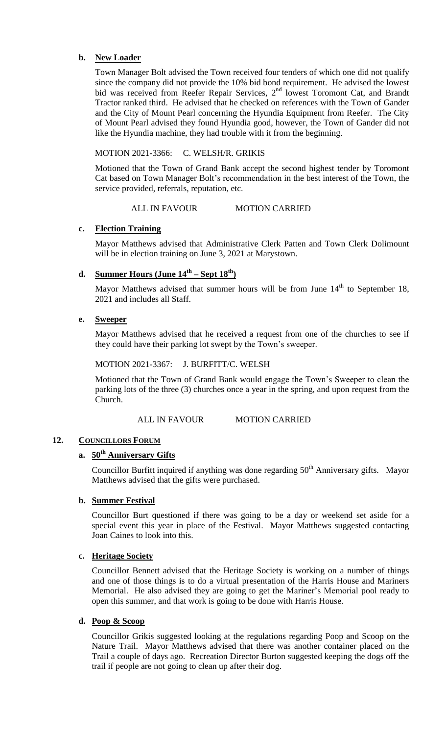**b. New Loader**

Town Manager Bolt advised the Town received four tenders of which one did not qualify since the company did not provide the 10% bid bond requirement. He advised the lowest bid was received from Reefer Repair Services, 2nd lowest Toromont Cat, and Brandt Tractor ranked third. He advised that he checked on references with the Town of Gander and the City of Mount Pearl concerning the Hyundia Equipment from Reefer. The City of Mount Pearl advised they found Hyundia good, however, the Town of Gander did not like the Hyundia machine, they had trouble with it from the beginning.

MOTION 2021-3366: C. WELSH/R. GRIKIS

Motioned that the Town of Grand Bank accept the second highest tender by Toromont Cat based on Town Manager Bolt's recommendation in the best interest of the Town, the service provided, referrals, reputation, etc.

ALL IN FAVOUR MOTION CARRIED

**c. Election Training**

Mayor Matthews advised that Administrative Clerk Patten and Town Clerk Dolimount will be in election training on June 3, 2021 at Marystown.

**d. Summer Hours (June 14th – Sept 18th)**

Mayor Matthews advised that summer hours will be from June 14th to September 18, 2021 and includes all Staff.

**e. Sweeper**

Mayor Matthews advised that he received a request from one of the churches to see if they could have their parking lot swept by the Town's sweeper.

MOTION 2021-3367: J. BURFITT/C. WELSH

Motioned that the Town of Grand Bank would engage the Town's Sweeper to clean the parking lots of the three (3) churches once a year in the spring, and upon request from the Church.

ALL IN FAVOUR MOTION CARRIED

## 12. COUNCILLORS FORUM

**a. 50th Anniversary Gifts**

Councillor Burfitt inquired if anything was done regarding 50th Anniversary gifts. Mayor Matthews advised that the gifts were purchased.

**b. Summer Festival**

Councillor Burt questioned if there was going to be a day or weekend set aside for a special event this year in place of the Festival. Mayor Matthews suggested contacting Joan Caines to look into this.

**c. Heritage Society**

Councillor Bennett advised that the Heritage Society is working on a number of things and one of those things is to do a virtual presentation of the Harris House and Mariners Memorial. He also advised they are going to get the Mariner's Memorial pool ready to open this summer, and that work is going to be done with Harris House.

**d. Poop & Scoop**

Councillor Grikis suggested looking at the regulations regarding Poop and Scoop on the Nature Trail. Mayor Matthews advised that there was another container placed on the Trail a couple of days ago. Recreation Director Burton suggested keeping the dogs off the trail if people are not going to clean up after their dog.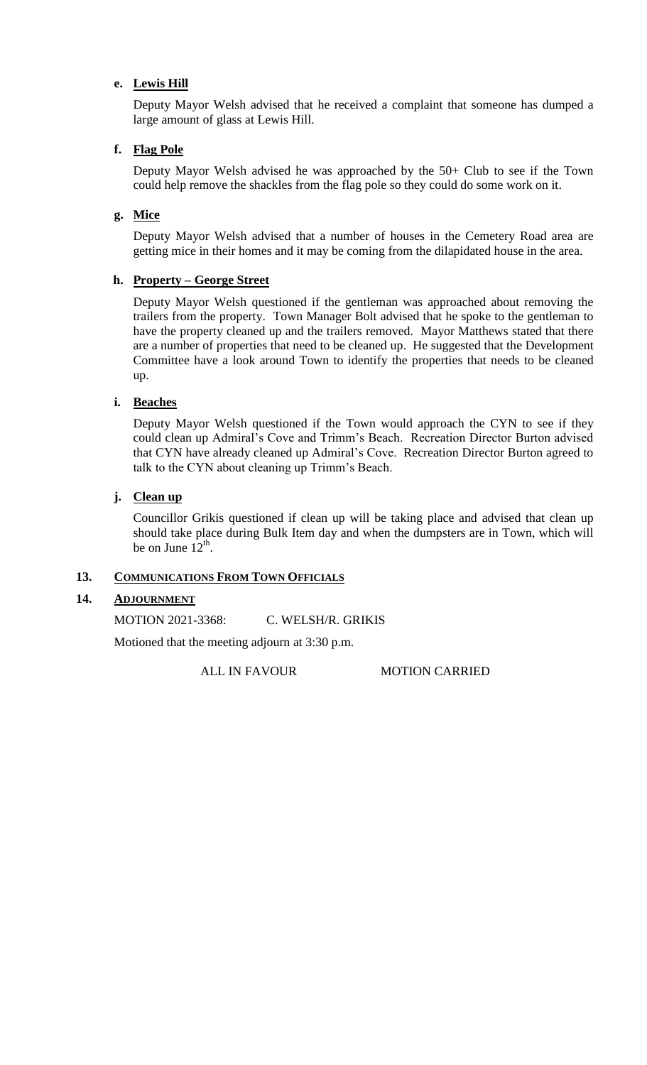**e. Lewis Hill**

Deputy Mayor Welsh advised that he received a complaint that someone has dumped a large amount of glass at Lewis Hill.

**f. Flag Pole**

Deputy Mayor Welsh advised he was approached by the 50+ Club to see if the Town could help remove the shackles from the flag pole so they could do some work on it.

**g. Mice**

Deputy Mayor Welsh advised that a number of houses in the Cemetery Road area are getting mice in their homes and it may be coming from the dilapidated house in the area.

**h. Property – George Street**

Deputy Mayor Welsh questioned if the gentleman was approached about removing the trailers from the property. Town Manager Bolt advised that he spoke to the gentleman to have the property cleaned up and the trailers removed. Mayor Matthews stated that there are a number of properties that need to be cleaned up. He suggested that the Development Committee have a look around Town to identify the properties that needs to be cleaned up.

**i. Beaches**

Deputy Mayor Welsh questioned if the Town would approach the CYN to see if they could clean up Admiral's Cove and Trimm's Beach. Recreation Director Burton advised that CYN have already cleaned up Admiral's Cove. Recreation Director Burton agreed to talk to the CYN about cleaning up Trimm's Beach.

**j. Clean up**

Councillor Grikis questioned if clean up will be taking place and advised that clean up should take place during Bulk Item day and when the dumpsters are in Town, which will be on June 12th.

## 13. COMMUNICATIONS FROM TOWN OFFICIALS

## 14. ADJOURNMENT

MOTION 2021-3368: C. WELSH/R. GRIKIS

Motioned that the meeting adjourn at 3:30 p.m.

ALL IN FAVOUR MOTION CARRIED